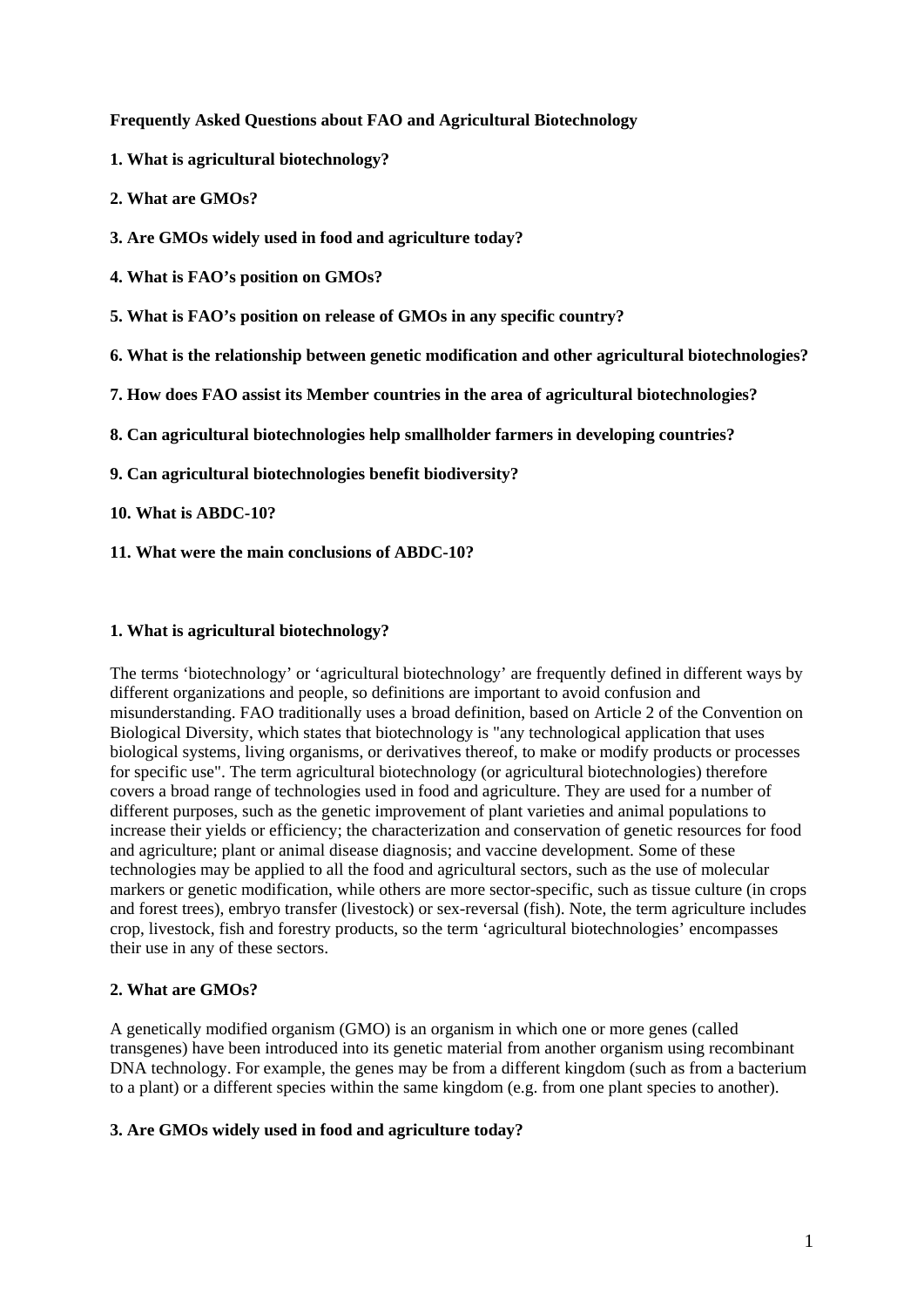**Frequently Asked Questions about FAO and Agricultural Biotechnology**

**1. What is agricultural biotechnology?**

**2. What are GMOs?**

**3. Are GMOs widely used in food and agriculture today?**

**4. What is FAO's position on GMOs?**

**5. What is FAO's position on release of GMOs in any specific country?**

**6. What is the relationship between genetic modification and other agricultural biotechnologies?**

**7. How does FAO assist its Member countries in the area of agricultural biotechnologies?**

**8. Can agricultural biotechnologies help smallholder farmers in developing countries?**

**9. Can agricultural biotechnologies benefit biodiversity?**

**10. What is ABDC-10?**

**11. What were the main conclusions of ABDC-10?**

**1. What is agricultural biotechnology?**

The terms 'biotechnology' or 'agricultural biotechnology' are frequently defined in different ways by different organizations and people, so definitions are important to avoid confusion and misunderstanding. FAO traditionally uses a broad definition, based on Article 2 of the Convention on Biological Diversity, which states that biotechnology is "any technological application that uses biological systems, living organisms, or derivatives thereof, to make or modify products or processes for specific use". The term agricultural biotechnology (or agricultural biotechnologies) therefore covers a broad range of technologies used in food and agriculture. They are used for a number of different purposes, such as the genetic improvement of plant varieties and animal populations to increase their yields or efficiency; the characterization and conservation of genetic resources for food and agriculture; plant or animal disease diagnosis; and vaccine development. Some of these technologies may be applied to all the food and agricultural sectors, such as the use of molecular markers or genetic modification, while others are more sector-specific, such as tissue culture (in crops and forest trees), embryo transfer (livestock) or sex-reversal (fish). Note, the term agriculture includes crop, livestock, fish and forestry products, so the term 'agricultural biotechnologies' encompasses their use in any of these sectors.

**2. What are GMOs?**

A genetically modified organism (GMO) is an organism in which one or more genes (called transgenes) have been introduced into its genetic material from another organism using recombinant DNA technology. For example, the genes may be from a different kingdom (such as from a bacterium to a plant) or a different species within the same kingdom (e.g. from one plant species to another).

**3. Are GMOs widely used in food and agriculture today?**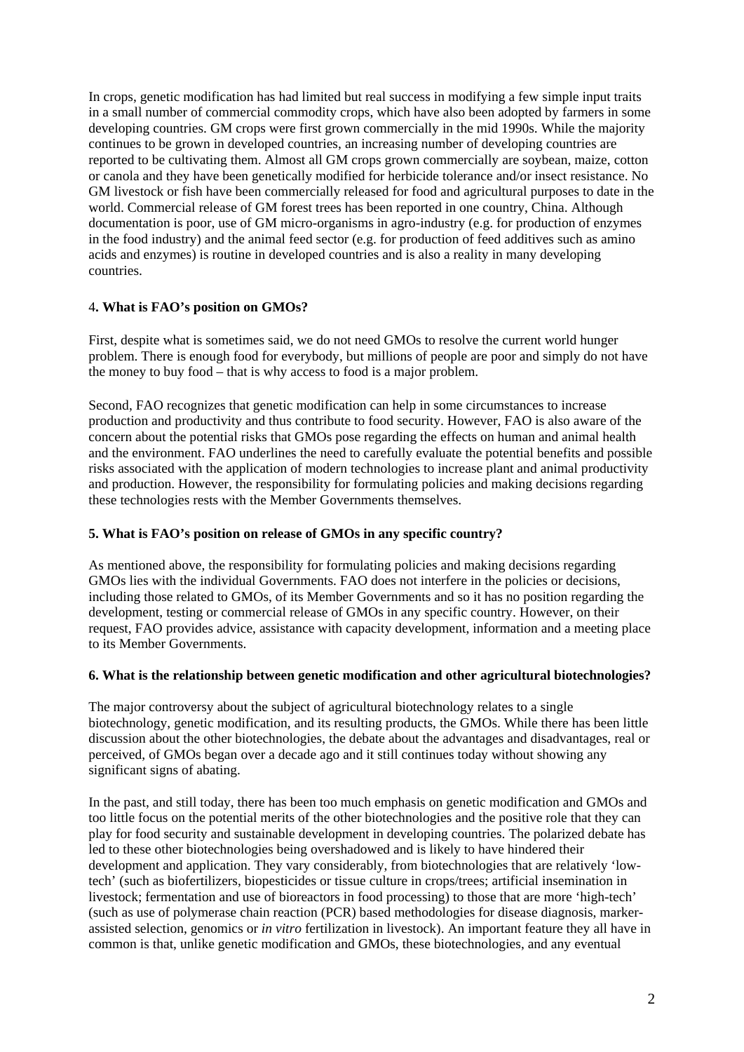In crops, genetic modification has had limited but real success in modifying a few simple input traits in a small number of commercial commodity crops, which have also been adopted by farmers in some developing countries. GM crops were first grown commercially in the mid 1990s. While the majority continues to be grown in developed countries, an increasing number of developing countries are reported to be cultivating them. Almost all GM crops grown commercially are soybean, maize, cotton or canola and they have been genetically modified for herbicide tolerance and/or insect resistance. No GM livestock or fish have been commercially released for food and agricultural purposes to date in the world. Commercial release of GM forest trees has been reported in one country, China. Although documentation is poor, use of GM micro-organisms in agro-industry (e.g. for production of enzymes in the food industry) and the animal feed sector (e.g. for production of feed additives such as amino acids and enzymes) is routine in developed countries and is also a reality in many developing countries.

### 4. What is FAO's position on GMOs?

First, despite what is sometimes said, we do not need GMOs to resolve the current world hunger problem. There is enough food for everybody, but millions of people are poor and simply do not have the money to buy food – that is why access to food is a major problem.

Second, FAO recognizes that genetic modification can help in some circumstances to increase production and productivity and thus contribute to food security. However, FAO is also aware of the concern about the potential risks that GMOs pose regarding the effects on human and animal health and the environment. FAO underlines the need to carefully evaluate the potential benefits and possible risks associated with the application of modern technologies to increase plant and animal productivity and production. However, the responsibility for formulating policies and making decisions regarding these technologies rests with the Member Governments themselves.

### 5. What is FAO's position on release of GMOs in any specific country?

As mentioned above, the responsibility for formulating policies and making decisions regarding GMOs lies with the individual Governments. FAO does not interfere in the policies or decisions, including those related to GMOs, of its Member Governments and so it has no position regarding the development, testing or commercial release of GMOs in any specific country. However, on their request, FAO provides advice, assistance with capacity development, information and a meeting place to its Member Governments.

### 6. What is the relationship between genetic modification and other agricultural biotechnologies?

The major controversy about the subject of agricultural biotechnology relates to a single biotechnology, genetic modification, and its resulting products, the GMOs. While there has been little discussion about the other biotechnologies, the debate about the advantages and disadvantages, real or perceived, of GMOs began over a decade ago and it still continues today without showing any significant signs of abating.

In the past, and still today, there has been too much emphasis on genetic modification and GMOs and too little focus on the potential merits of the other biotechnologies and the positive role that they can play for food security and sustainable development in developing countries. The polarized debate has led to these other biotechnologies being overshadowed and is likely to have hindered their development and application. They vary considerably, from biotechnologies that are relatively 'low-tech' (such as biofertilizers, biopesticides or tissue culture in crops/trees; artificial insemination in livestock; fermentation and use of bioreactors in food processing) to those that are more 'high-tech' (such as use of polymerase chain reaction (PCR) based methodologies for disease diagnosis, marker-assisted selection, genomics or *in vitro* fertilization in livestock). An important feature they all have in common is that, unlike genetic modification and GMOs, these biotechnologies, and any eventual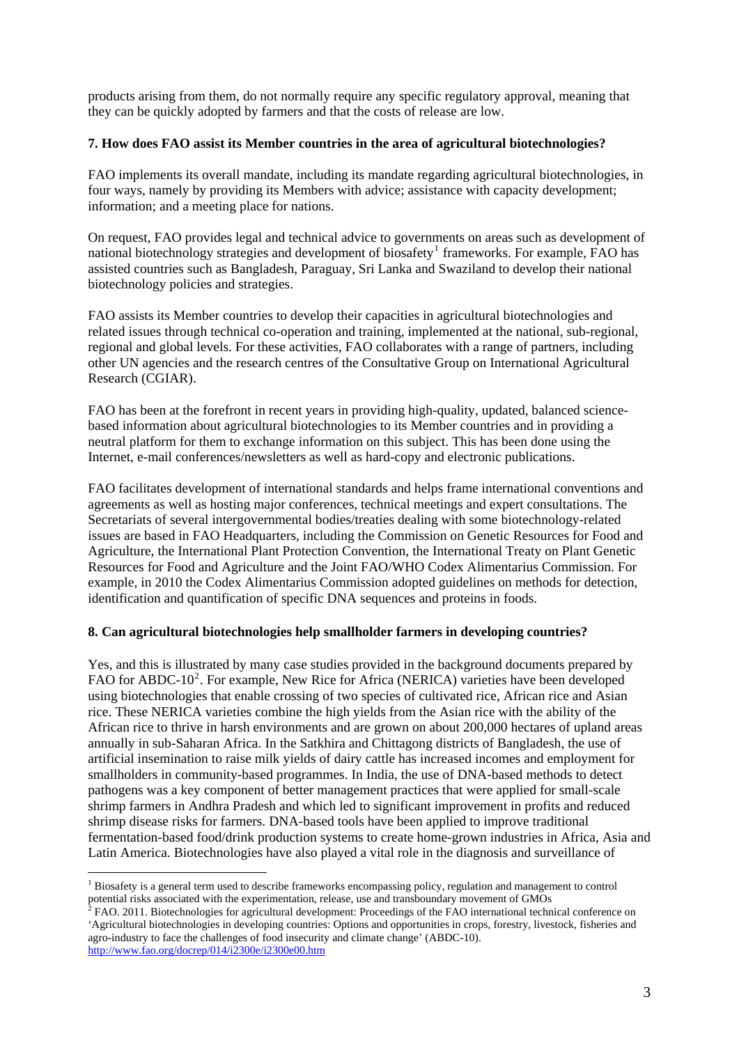products arising from them, do not normally require any specific regulatory approval, meaning that they can be quickly adopted by farmers and that the costs of release are low.

### 7. How does FAO assist its Member countries in the area of agricultural biotechnologies?

FAO implements its overall mandate, including its mandate regarding agricultural biotechnologies, in four ways, namely by providing its Members with advice; assistance with capacity development; information; and a meeting place for nations.

On request, FAO provides legal and technical advice to governments on areas such as development of national biotechnology strategies and development of biosafety[1] frameworks. For example, FAO has assisted countries such as Bangladesh, Paraguay, Sri Lanka and Swaziland to develop their national biotechnology policies and strategies.

FAO assists its Member countries to develop their capacities in agricultural biotechnologies and related issues through technical co-operation and training, implemented at the national, sub-regional, regional and global levels. For these activities, FAO collaborates with a range of partners, including other UN agencies and the research centres of the Consultative Group on International Agricultural Research (CGIAR).

FAO has been at the forefront in recent years in providing high-quality, updated, balanced science-based information about agricultural biotechnologies to its Member countries and in providing a neutral platform for them to exchange information on this subject. This has been done using the Internet, e-mail conferences/newsletters as well as hard-copy and electronic publications.

FAO facilitates development of international standards and helps frame international conventions and agreements as well as hosting major conferences, technical meetings and expert consultations. The Secretariats of several intergovernmental bodies/treaties dealing with some biotechnology-related issues are based in FAO Headquarters, including the Commission on Genetic Resources for Food and Agriculture, the International Plant Protection Convention, the International Treaty on Plant Genetic Resources for Food and Agriculture and the Joint FAO/WHO Codex Alimentarius Commission. For example, in 2010 the Codex Alimentarius Commission adopted guidelines on methods for detection, identification and quantification of specific DNA sequences and proteins in foods.

### 8. Can agricultural biotechnologies help smallholder farmers in developing countries?

Yes, and this is illustrated by many case studies provided in the background documents prepared by FAO for ABDC-10[2]. For example, New Rice for Africa (NERICA) varieties have been developed using biotechnologies that enable crossing of two species of cultivated rice, African rice and Asian rice. These NERICA varieties combine the high yields from the Asian rice with the ability of the African rice to thrive in harsh environments and are grown on about 200,000 hectares of upland areas annually in sub-Saharan Africa. In the Satkhira and Chittagong districts of Bangladesh, the use of artificial insemination to raise milk yields of dairy cattle has increased incomes and employment for smallholders in community-based programmes. In India, the use of DNA-based methods to detect pathogens was a key component of better management practices that were applied for small-scale shrimp farmers in Andhra Pradesh and which led to significant improvement in profits and reduced shrimp disease risks for farmers. DNA-based tools have been applied to improve traditional fermentation-based food/drink production systems to create home-grown industries in Africa, Asia and Latin America. Biotechnologies have also played a vital role in the diagnosis and surveillance of

---

[1] Biosafety is a general term used to describe frameworks encompassing policy, regulation and management to control potential risks associated with the experimentation, release, use and transboundary movement of GMOs

[2] FAO. 2011. Biotechnologies for agricultural development: Proceedings of the FAO international technical conference on 'Agricultural biotechnologies in developing countries: Options and opportunities in crops, forestry, livestock, fisheries and agro-industry to face the challenges of food insecurity and climate change' (ABDC-10). http://www.fao.org/docrep/014/i2300e/i2300e00.htm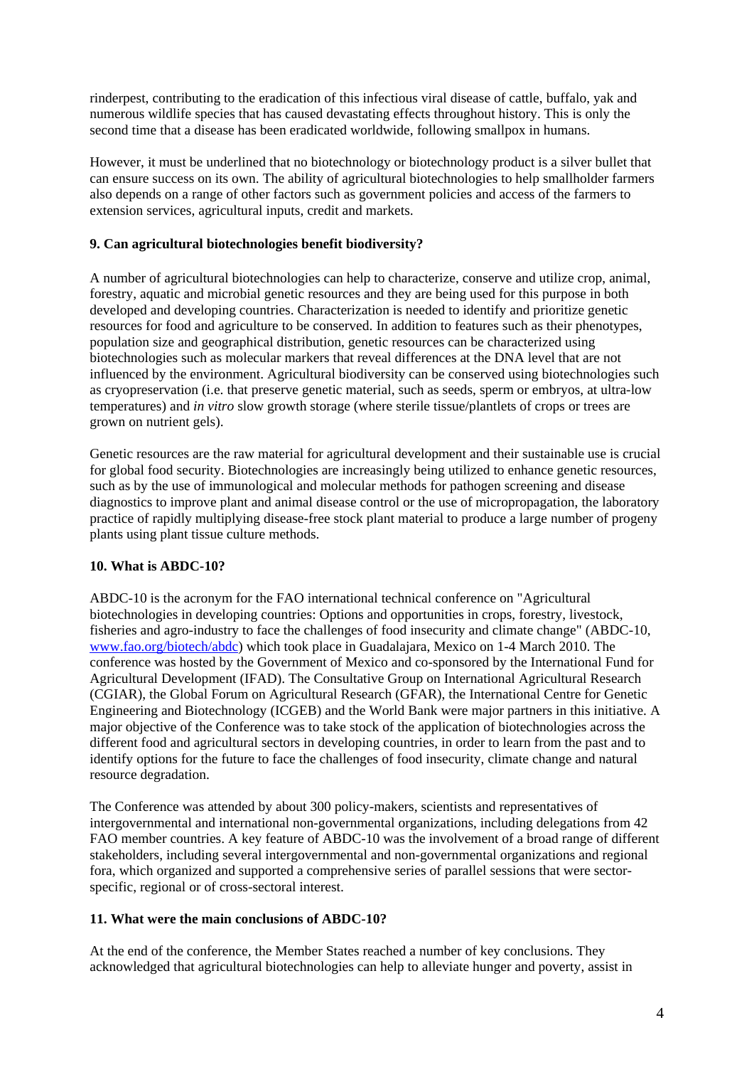rinderpest, contributing to the eradication of this infectious viral disease of cattle, buffalo, yak and numerous wildlife species that has caused devastating effects throughout history. This is only the second time that a disease has been eradicated worldwide, following smallpox in humans.

However, it must be underlined that no biotechnology or biotechnology product is a silver bullet that can ensure success on its own. The ability of agricultural biotechnologies to help smallholder farmers also depends on a range of other factors such as government policies and access of the farmers to extension services, agricultural inputs, credit and markets.

**9. Can agricultural biotechnologies benefit biodiversity?**

A number of agricultural biotechnologies can help to characterize, conserve and utilize crop, animal, forestry, aquatic and microbial genetic resources and they are being used for this purpose in both developed and developing countries. Characterization is needed to identify and prioritize genetic resources for food and agriculture to be conserved. In addition to features such as their phenotypes, population size and geographical distribution, genetic resources can be characterized using biotechnologies such as molecular markers that reveal differences at the DNA level that are not influenced by the environment. Agricultural biodiversity can be conserved using biotechnologies such as cryopreservation (i.e. that preserve genetic material, such as seeds, sperm or embryos, at ultra-low temperatures) and *in vitro* slow growth storage (where sterile tissue/plantlets of crops or trees are grown on nutrient gels).

Genetic resources are the raw material for agricultural development and their sustainable use is crucial for global food security. Biotechnologies are increasingly being utilized to enhance genetic resources, such as by the use of immunological and molecular methods for pathogen screening and disease diagnostics to improve plant and animal disease control or the use of micropropagation, the laboratory practice of rapidly multiplying disease-free stock plant material to produce a large number of progeny plants using plant tissue culture methods.

**10. What is ABDC-10?**

ABDC-10 is the acronym for the FAO international technical conference on "Agricultural biotechnologies in developing countries: Options and opportunities in crops, forestry, livestock, fisheries and agro-industry to face the challenges of food insecurity and climate change" (ABDC-10, [www.fao.org/biotech/abdc](www.fao.org/biotech/abdc)) which took place in Guadalajara, Mexico on 1-4 March 2010. The conference was hosted by the Government of Mexico and co-sponsored by the International Fund for Agricultural Development (IFAD). The Consultative Group on International Agricultural Research (CGIAR), the Global Forum on Agricultural Research (GFAR), the International Centre for Genetic Engineering and Biotechnology (ICGEB) and the World Bank were major partners in this initiative. A major objective of the Conference was to take stock of the application of biotechnologies across the different food and agricultural sectors in developing countries, in order to learn from the past and to identify options for the future to face the challenges of food insecurity, climate change and natural resource degradation.

The Conference was attended by about 300 policy-makers, scientists and representatives of intergovernmental and international non-governmental organizations, including delegations from 42 FAO member countries. A key feature of ABDC-10 was the involvement of a broad range of different stakeholders, including several intergovernmental and non-governmental organizations and regional fora, which organized and supported a comprehensive series of parallel sessions that were sector-specific, regional or of cross-sectoral interest.

**11. What were the main conclusions of ABDC-10?**

At the end of the conference, the Member States reached a number of key conclusions. They acknowledged that agricultural biotechnologies can help to alleviate hunger and poverty, assist in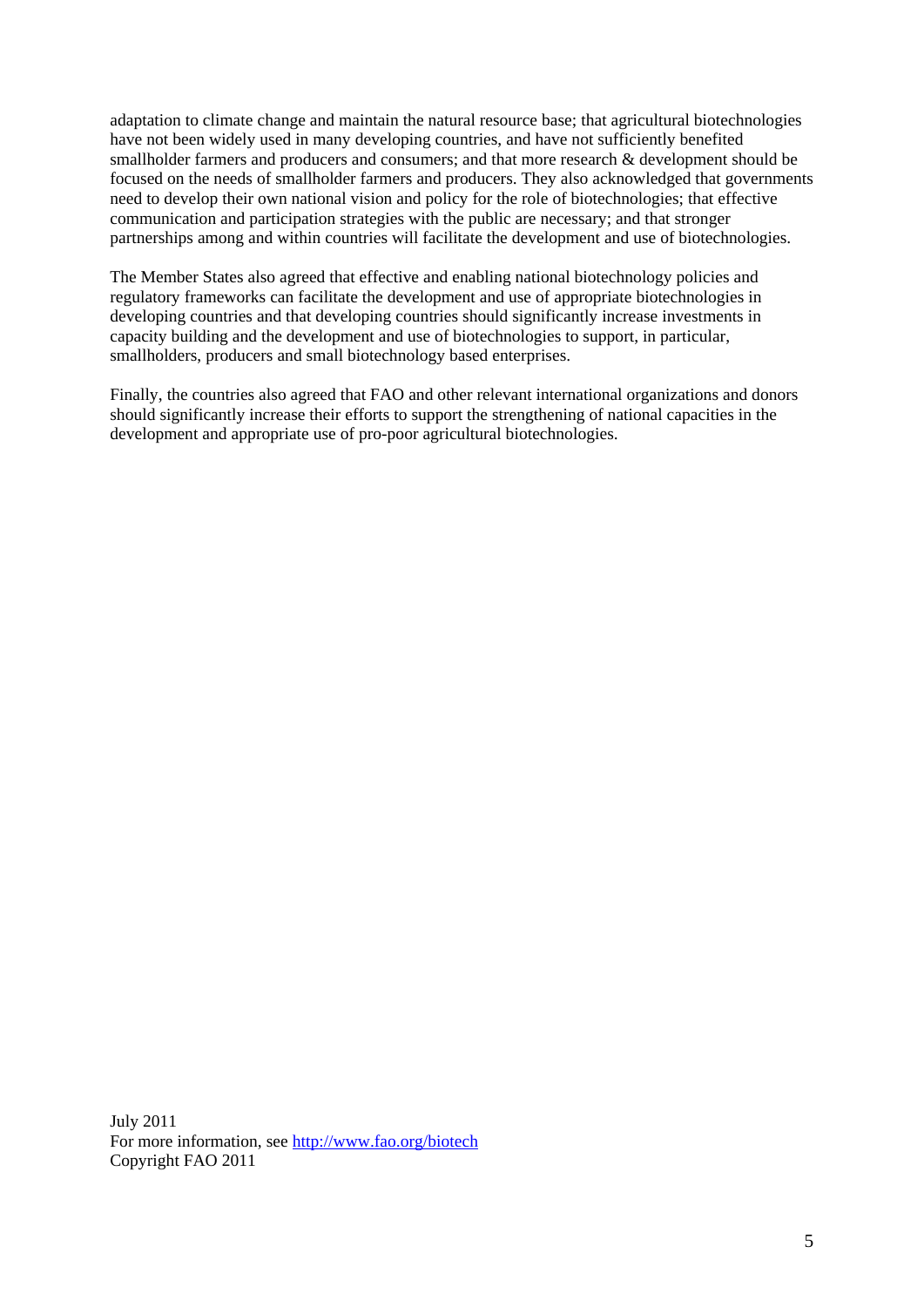adaptation to climate change and maintain the natural resource base; that agricultural biotechnologies have not been widely used in many developing countries, and have not sufficiently benefited smallholder farmers and producers and consumers; and that more research & development should be focused on the needs of smallholder farmers and producers. They also acknowledged that governments need to develop their own national vision and policy for the role of biotechnologies; that effective communication and participation strategies with the public are necessary; and that stronger partnerships among and within countries will facilitate the development and use of biotechnologies.

The Member States also agreed that effective and enabling national biotechnology policies and regulatory frameworks can facilitate the development and use of appropriate biotechnologies in developing countries and that developing countries should significantly increase investments in capacity building and the development and use of biotechnologies to support, in particular, smallholders, producers and small biotechnology based enterprises.

Finally, the countries also agreed that FAO and other relevant international organizations and donors should significantly increase their efforts to support the strengthening of national capacities in the development and appropriate use of pro-poor agricultural biotechnologies.

July 2011
For more information, see http://www.fao.org/biotech
Copyright FAO 2011